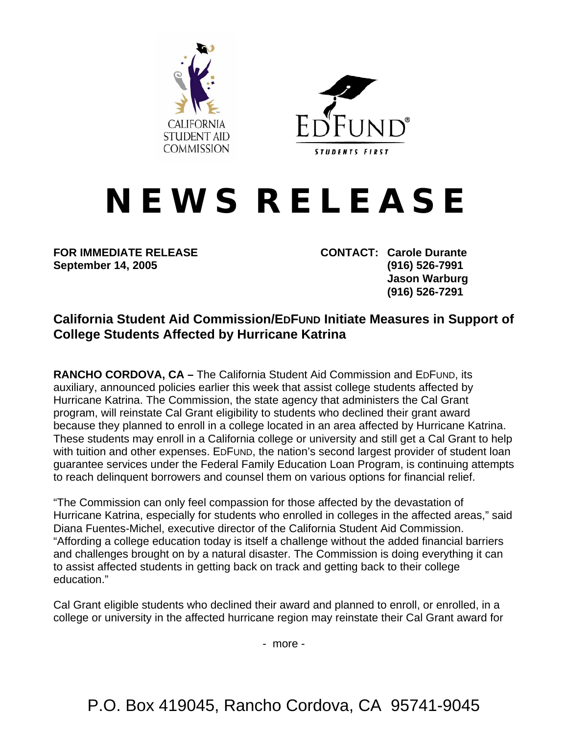CALIFORNIA STUDENT AID COMMISSION

EDFUND® STUDENTS FIRST

# NEWS RELEASE

**FOR IMMEDIATE RELEASE**
**September 14, 2005**

**CONTACT: Carole Durante**
**(916) 526-7991**
**Jason Warburg**
**(916) 526-7291**

## California Student Aid Commission/EDFUND Initiate Measures in Support of College Students Affected by Hurricane Katrina

**RANCHO CORDOVA, CA –** The California Student Aid Commission and EDFUND, its auxiliary, announced policies earlier this week that assist college students affected by Hurricane Katrina. The Commission, the state agency that administers the Cal Grant program, will reinstate Cal Grant eligibility to students who declined their grant award because they planned to enroll in a college located in an area affected by Hurricane Katrina. These students may enroll in a California college or university and still get a Cal Grant to help with tuition and other expenses. EDFUND, the nation's second largest provider of student loan guarantee services under the Federal Family Education Loan Program, is continuing attempts to reach delinquent borrowers and counsel them on various options for financial relief.

"The Commission can only feel compassion for those affected by the devastation of Hurricane Katrina, especially for students who enrolled in colleges in the affected areas," said Diana Fuentes-Michel, executive director of the California Student Aid Commission. "Affording a college education today is itself a challenge without the added financial barriers and challenges brought on by a natural disaster. The Commission is doing everything it can to assist affected students in getting back on track and getting back to their college education."

Cal Grant eligible students who declined their award and planned to enroll, or enrolled, in a college or university in the affected hurricane region may reinstate their Cal Grant award for

- more -

P.O. Box 419045, Rancho Cordova, CA 95741-9045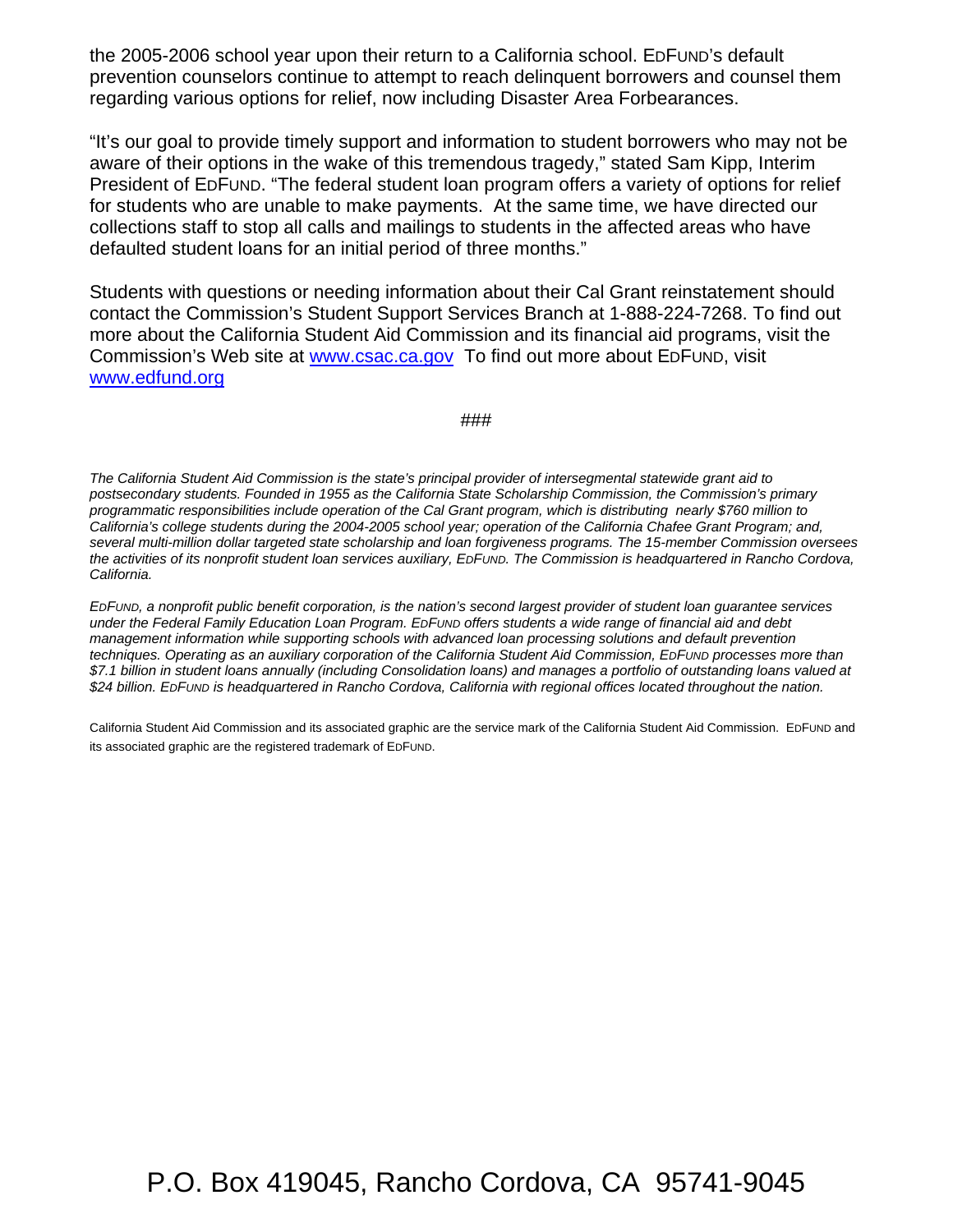the 2005-2006 school year upon their return to a California school. EDFUND's default prevention counselors continue to attempt to reach delinquent borrowers and counsel them regarding various options for relief, now including Disaster Area Forbearances.

"It's our goal to provide timely support and information to student borrowers who may not be aware of their options in the wake of this tremendous tragedy," stated Sam Kipp, Interim President of EDFUND. "The federal student loan program offers a variety of options for relief for students who are unable to make payments. At the same time, we have directed our collections staff to stop all calls and mailings to students in the affected areas who have defaulted student loans for an initial period of three months."

Students with questions or needing information about their Cal Grant reinstatement should contact the Commission's Student Support Services Branch at 1-888-224-7268. To find out more about the California Student Aid Commission and its financial aid programs, visit the Commission's Web site at www.csac.ca.gov To find out more about EDFUND, visit www.edfund.org

###

*The California Student Aid Commission is the state's principal provider of intersegmental statewide grant aid to postsecondary students. Founded in 1955 as the California State Scholarship Commission, the Commission's primary programmatic responsibilities include operation of the Cal Grant program, which is distributing nearly $760 million to California's college students during the 2004-2005 school year; operation of the California Chafee Grant Program; and, several multi-million dollar targeted state scholarship and loan forgiveness programs. The 15-member Commission oversees the activities of its nonprofit student loan services auxiliary, EDFUND. The Commission is headquartered in Rancho Cordova, California.*

*EDFUND, a nonprofit public benefit corporation, is the nation's second largest provider of student loan guarantee services under the Federal Family Education Loan Program. EDFUND offers students a wide range of financial aid and debt management information while supporting schools with advanced loan processing solutions and default prevention techniques. Operating as an auxiliary corporation of the California Student Aid Commission, EDFUND processes more than $7.1 billion in student loans annually (including Consolidation loans) and manages a portfolio of outstanding loans valued at $24 billion. EDFUND is headquartered in Rancho Cordova, California with regional offices located throughout the nation.*

California Student Aid Commission and its associated graphic are the service mark of the California Student Aid Commission. EDFUND and its associated graphic are the registered trademark of EDFUND.

P.O. Box 419045, Rancho Cordova, CA 95741-9045